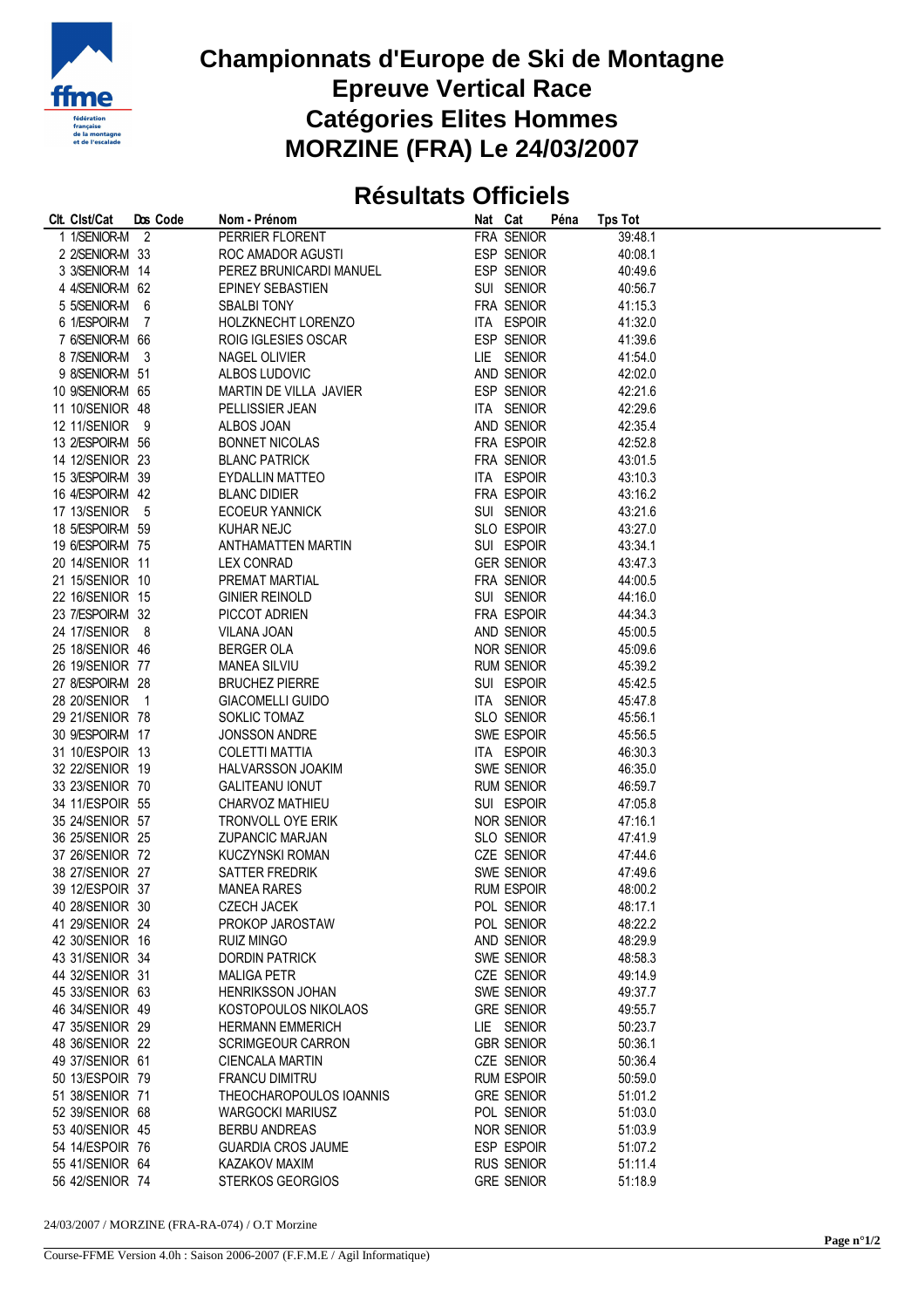# Championnats d'Europe de Ski de Montagne
# Epreuve Vertical Race
# Catégories Elites Hommes
# MORZINE (FRA) Le 24/03/2007

## Résultats Officiels

| Clt. | Clst/Cat | Dos Code | Nom - Prénom | Nat | Cat | Péna | Tps Tot |
|---|---|---|---|---|---|---|---|
| 1 | 1/SENIOR-M | 2 | PERRIER FLORENT | FRA | SENIOR | | 39:48.1 |
| 2 | 2/SENIOR-M | 33 | ROC AMADOR AGUSTI | ESP | SENIOR | | 40:08.1 |
| 3 | 3/SENIOR-M | 14 | PEREZ BRUNICARDI MANUEL | ESP | SENIOR | | 40:49.6 |
| 4 | 4/SENIOR-M | 62 | EPINEY SEBASTIEN | SUI | SENIOR | | 40:56.7 |
| 5 | 5/SENIOR-M | 6 | SBALBI TONY | FRA | SENIOR | | 41:15.3 |
| 6 | 1/ESPOIR-M | 7 | HOLZKNECHT LORENZO | ITA | ESPOIR | | 41:32.0 |
| 7 | 6/SENIOR-M | 66 | ROIG IGLESIES OSCAR | ESP | SENIOR | | 41:39.6 |
| 8 | 7/SENIOR-M | 3 | NAGEL OLIVIER | LIE | SENIOR | | 41:54.0 |
| 9 | 8/SENIOR-M | 51 | ALBOS LUDOVIC | AND | SENIOR | | 42:02.0 |
| 10 | 9/SENIOR-M | 65 | MARTIN DE VILLA JAVIER | ESP | SENIOR | | 42:21.6 |
| 11 | 10/SENIOR | 48 | PELLISSIER JEAN | ITA | SENIOR | | 42:29.6 |
| 12 | 11/SENIOR | 9 | ALBOS JOAN | AND | SENIOR | | 42:35.4 |
| 13 | 2/ESPOIR-M | 56 | BONNET NICOLAS | FRA | ESPOIR | | 42:52.8 |
| 14 | 12/SENIOR | 23 | BLANC PATRICK | FRA | SENIOR | | 43:01.5 |
| 15 | 3/ESPOIR-M | 39 | EYDALLIN MATTEO | ITA | ESPOIR | | 43:10.3 |
| 16 | 4/ESPOIR-M | 42 | BLANC DIDIER | FRA | ESPOIR | | 43:16.2 |
| 17 | 13/SENIOR | 5 | ECOEUR YANNICK | SUI | SENIOR | | 43:21.6 |
| 18 | 5/ESPOIR-M | 59 | KUHAR NEJC | SLO | ESPOIR | | 43:27.0 |
| 19 | 6/ESPOIR-M | 75 | ANTHAMATTEN MARTIN | SUI | ESPOIR | | 43:34.1 |
| 20 | 14/SENIOR | 11 | LEX CONRAD | GER | SENIOR | | 43:47.3 |
| 21 | 15/SENIOR | 10 | PREMAT MARTIAL | FRA | SENIOR | | 44:00.5 |
| 22 | 16/SENIOR | 15 | GINIER REINOLD | SUI | SENIOR | | 44:16.0 |
| 23 | 7/ESPOIR-M | 32 | PICCOT ADRIEN | FRA | ESPOIR | | 44:34.3 |
| 24 | 17/SENIOR | 8 | VILANA JOAN | AND | SENIOR | | 45:00.5 |
| 25 | 18/SENIOR | 46 | BERGER OLA | NOR | SENIOR | | 45:09.6 |
| 26 | 19/SENIOR | 77 | MANEA SILVIU | RUM | SENIOR | | 45:39.2 |
| 27 | 8/ESPOIR-M | 28 | BRUCHEZ PIERRE | SUI | ESPOIR | | 45:42.5 |
| 28 | 20/SENIOR | 1 | GIACOMELLI GUIDO | ITA | SENIOR | | 45:47.8 |
| 29 | 21/SENIOR | 78 | SOKLIC TOMAZ | SLO | SENIOR | | 45:56.1 |
| 30 | 9/ESPOIR-M | 17 | JONSSON ANDRE | SWE | ESPOIR | | 45:56.5 |
| 31 | 10/ESPOIR | 13 | COLETTI MATTIA | ITA | ESPOIR | | 46:30.3 |
| 32 | 22/SENIOR | 19 | HALVARSSON JOAKIM | SWE | SENIOR | | 46:35.0 |
| 33 | 23/SENIOR | 70 | GALITEANU IONUT | RUM | SENIOR | | 46:59.7 |
| 34 | 11/ESPOIR | 55 | CHARVOZ MATHIEU | SUI | ESPOIR | | 47:05.8 |
| 35 | 24/SENIOR | 57 | TRONVOLL OYE ERIK | NOR | SENIOR | | 47:16.1 |
| 36 | 25/SENIOR | 25 | ZUPANCIC MARJAN | SLO | SENIOR | | 47:41.9 |
| 37 | 26/SENIOR | 72 | KUCZYNSKI ROMAN | CZE | SENIOR | | 47:44.6 |
| 38 | 27/SENIOR | 27 | SATTER FREDRIK | SWE | SENIOR | | 47:49.6 |
| 39 | 12/ESPOIR | 37 | MANEA RARES | RUM | ESPOIR | | 48:00.2 |
| 40 | 28/SENIOR | 30 | CZECH JACEK | POL | SENIOR | | 48:17.1 |
| 41 | 29/SENIOR | 24 | PROKOP JAROSTAW | POL | SENIOR | | 48:22.2 |
| 42 | 30/SENIOR | 16 | RUIZ MINGO | AND | SENIOR | | 48:29.9 |
| 43 | 31/SENIOR | 34 | DORDIN PATRICK | SWE | SENIOR | | 48:58.3 |
| 44 | 32/SENIOR | 31 | MALIGA PETR | CZE | SENIOR | | 49:14.9 |
| 45 | 33/SENIOR | 63 | HENRIKSSON JOHAN | SWE | SENIOR | | 49:37.7 |
| 46 | 34/SENIOR | 49 | KOSTOPOULOS NIKOLAOS | GRE | SENIOR | | 49:55.7 |
| 47 | 35/SENIOR | 29 | HERMANN EMMERICH | LIE | SENIOR | | 50:23.7 |
| 48 | 36/SENIOR | 22 | SCRIMGEOUR CARRON | GBR | SENIOR | | 50:36.1 |
| 49 | 37/SENIOR | 61 | CIENCALA MARTIN | CZE | SENIOR | | 50:36.4 |
| 50 | 13/ESPOIR | 79 | FRANCU DIMITRU | RUM | ESPOIR | | 50:59.0 |
| 51 | 38/SENIOR | 71 | THEOCHAROPOULOS IOANNIS | GRE | SENIOR | | 51:01.2 |
| 52 | 39/SENIOR | 68 | WARGOCKI MARIUSZ | POL | SENIOR | | 51:03.0 |
| 53 | 40/SENIOR | 45 | BERBU ANDREAS | NOR | SENIOR | | 51:03.9 |
| 54 | 14/ESPOIR | 76 | GUARDIA CROS JAUME | ESP | ESPOIR | | 51:07.2 |
| 55 | 41/SENIOR | 64 | KAZAKOV MAXIM | RUS | SENIOR | | 51:11.4 |
| 56 | 42/SENIOR | 74 | STERKOS GEORGIOS | GRE | SENIOR | | 51:18.9 |

24/03/2007 / MORZINE (FRA-RA-074) / O.T Morzine

Course-FFME Version 4.0h : Saison 2006-2007 (F.F.M.E / Agil Informatique)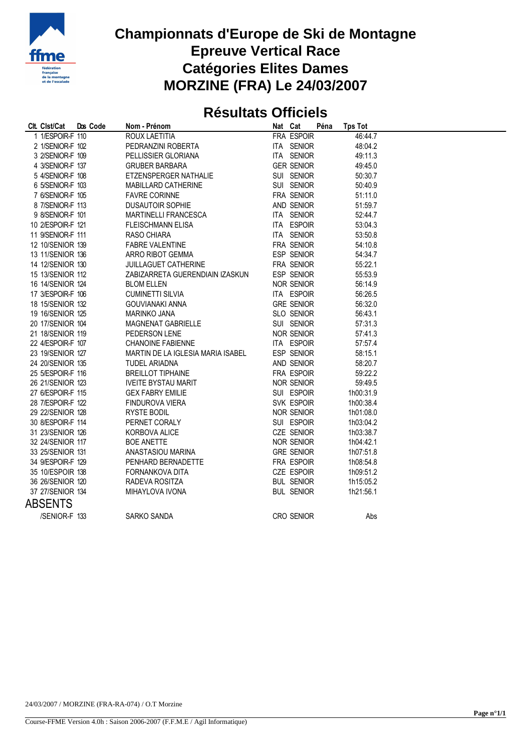# Championnats d'Europe de Ski de Montagne
# Epreuve Vertical Race
# Catégories Elites Dames
# MORZINE (FRA) Le 24/03/2007

## Résultats Officiels

| Clt. | Clst/Cat | Dos | Code | Nom - Prénom | Nat | Cat | Péna | Tps Tot |
|---|---|---|---|---|---|---|---|---|
| 1 | 1/ESPOIR-F | 110 | | ROUX LAETITIA | FRA | ESPOIR | | 46:44.7 |
| 2 | 1/SENIOR-F | 102 | | PEDRANZINI ROBERTA | ITA | SENIOR | | 48:04.2 |
| 3 | 2/SENIOR-F | 109 | | PELLISSIER GLORIANA | ITA | SENIOR | | 49:11.3 |
| 4 | 3/SENIOR-F | 137 | | GRUBER BARBARA | GER | SENIOR | | 49:45.0 |
| 5 | 4/SENIOR-F | 108 | | ETZENSPERGER NATHALIE | SUI | SENIOR | | 50:30.7 |
| 6 | 5/SENIOR-F | 103 | | MABILLARD CATHERINE | SUI | SENIOR | | 50:40.9 |
| 7 | 6/SENIOR-F | 105 | | FAVRE CORINNE | FRA | SENIOR | | 51:11.0 |
| 8 | 7/SENIOR-F | 113 | | DUSAUTOIR SOPHIE | AND | SENIOR | | 51:59.7 |
| 9 | 8/SENIOR-F | 101 | | MARTINELLI FRANCESCA | ITA | SENIOR | | 52:44.7 |
| 10 | 2/ESPOIR-F | 121 | | FLEISCHMANN ELISA | ITA | ESPOIR | | 53:04.3 |
| 11 | 9/SENIOR-F | 111 | | RASO CHIARA | ITA | SENIOR | | 53:50.8 |
| 12 | 10/SENIOR | 139 | | FABRE VALENTINE | FRA | SENIOR | | 54:10.8 |
| 13 | 11/SENIOR | 136 | | ARRO RIBOT GEMMA | ESP | SENIOR | | 54:34.7 |
| 14 | 12/SENIOR | 130 | | JUILLAGUET CATHERINE | FRA | SENIOR | | 55:22.1 |
| 15 | 13/SENIOR | 112 | | ZABIZARRETA GUERENDIAIN IZASKUN | ESP | SENIOR | | 55:53.9 |
| 16 | 14/SENIOR | 124 | | BLOM ELLEN | NOR | SENIOR | | 56:14.9 |
| 17 | 3/ESPOIR-F | 106 | | CUMINETTI SILVIA | ITA | ESPOIR | | 56:26.5 |
| 18 | 15/SENIOR | 132 | | GOUVIANAKI ANNA | GRE | SENIOR | | 56:32.0 |
| 19 | 16/SENIOR | 125 | | MARINKO JANA | SLO | SENIOR | | 56:43.1 |
| 20 | 17/SENIOR | 104 | | MAGNENAT GABRIELLE | SUI | SENIOR | | 57:31.3 |
| 21 | 18/SENIOR | 119 | | PEDERSON LENE | NOR | SENIOR | | 57:41.3 |
| 22 | 4/ESPOIR-F | 107 | | CHANOINE FABIENNE | ITA | ESPOIR | | 57:57.4 |
| 23 | 19/SENIOR | 127 | | MARTIN DE LA IGLESIA MARIA ISABEL | ESP | SENIOR | | 58:15.1 |
| 24 | 20/SENIOR | 135 | | TUDEL ARIADNA | AND | SENIOR | | 58:20.7 |
| 25 | 5/ESPOIR-F | 116 | | BREILLOT TIPHAINE | FRA | ESPOIR | | 59:22.2 |
| 26 | 21/SENIOR | 123 | | IVEITE BYSTAU MARIT | NOR | SENIOR | | 59:49.5 |
| 27 | 6/ESPOIR-F | 115 | | GEX FABRY EMILIE | SUI | ESPOIR | | 1h00:31.9 |
| 28 | 7/ESPOIR-F | 122 | | FINDUROVA VIERA | SVK | ESPOIR | | 1h00:38.4 |
| 29 | 22/SENIOR | 128 | | RYSTE BODIL | NOR | SENIOR | | 1h01:08.0 |
| 30 | 8/ESPOIR-F | 114 | | PERNET CORALY | SUI | ESPOIR | | 1h03:04.2 |
| 31 | 23/SENIOR | 126 | | KORBOVA ALICE | CZE | SENIOR | | 1h03:38.7 |
| 32 | 24/SENIOR | 117 | | BOE ANETTE | NOR | SENIOR | | 1h04:42.1 |
| 33 | 25/SENIOR | 131 | | ANASTASIOU MARINA | GRE | SENIOR | | 1h07:51.8 |
| 34 | 9/ESPOIR-F | 129 | | PENHARD BERNADETTE | FRA | ESPOIR | | 1h08:54.8 |
| 35 | 10/ESPOIR | 138 | | FORNANKOVA DITA | CZE | ESPOIR | | 1h09:51.2 |
| 36 | 26/SENIOR | 120 | | RADEVA ROSITZA | BUL | SENIOR | | 1h15:05.2 |
| 37 | 27/SENIOR | 134 | | MIHAYLOVA IVONA | BUL | SENIOR | | 1h21:56.1 |

## ABSENTS

| Clt. | Clst/Cat | Dos | Code | Nom - Prénom | Nat | Cat | Péna | Tps Tot |
|---|---|---|---|---|---|---|---|---|
| | /SENIOR-F | 133 | | SARKO SANDA | CRO | SENIOR | | Abs |

24/03/2007 / MORZINE (FRA-RA-074) / O.T Morzine

Course-FFME Version 4.0h : Saison 2006-2007 (F.F.M.E / Agil Informatique)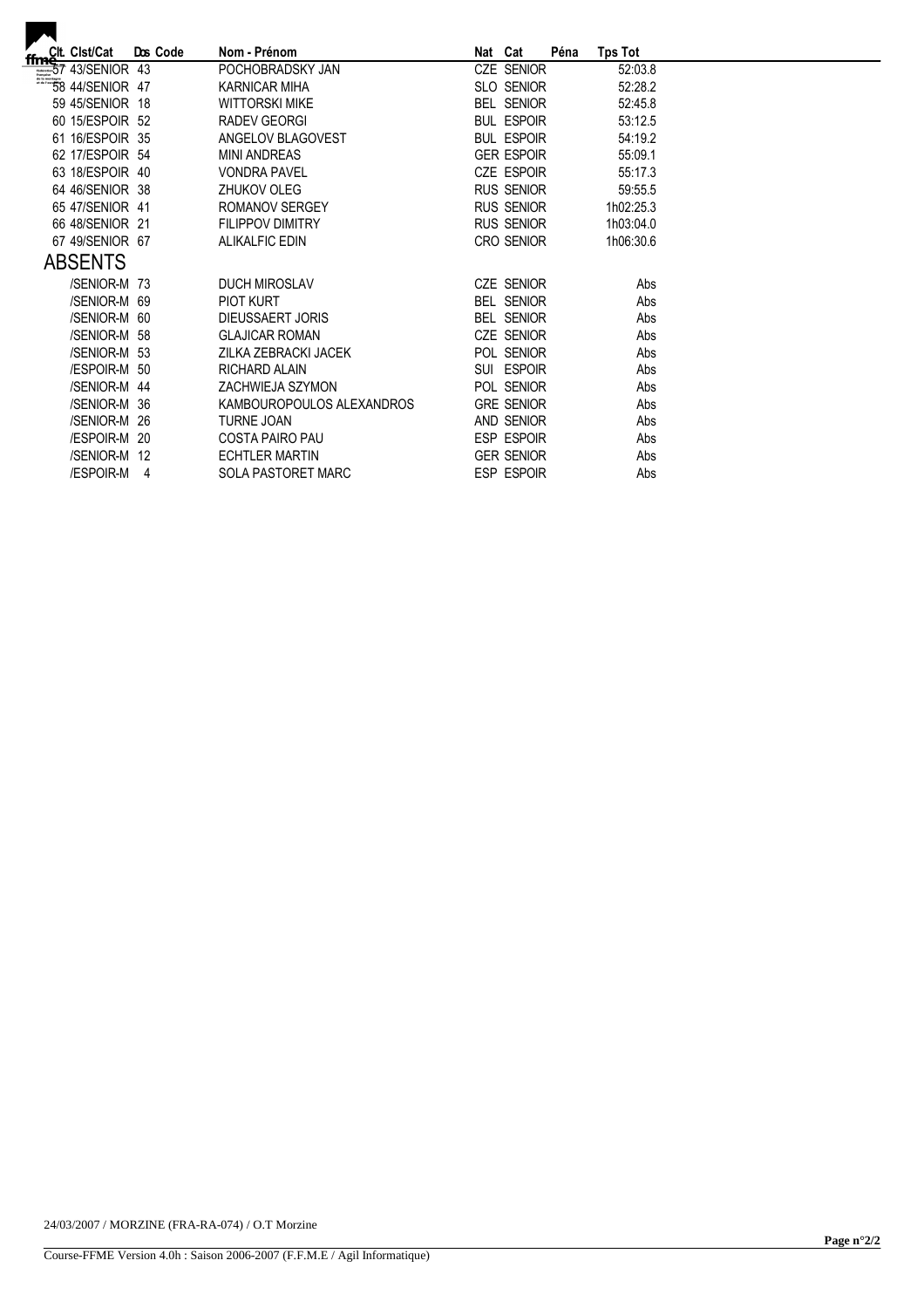| Clt. | Clst/Cat | Dos Code | Nom - Prénom | Nat | Cat | Péna | Tps Tot |
|---|---|---|---|---|---|---|---|
| 57 | 43/SENIOR | 43 | POCHOBRADSKY JAN | CZE | SENIOR | | 52:03.8 |
| 58 | 44/SENIOR | 47 | KARNICAR MIHA | SLO | SENIOR | | 52:28.2 |
| 59 | 45/SENIOR | 18 | WITTORSKI MIKE | BEL | SENIOR | | 52:45.8 |
| 60 | 15/ESPOIR | 52 | RADEV GEORGI | BUL | ESPOIR | | 53:12.5 |
| 61 | 16/ESPOIR | 35 | ANGELOV BLAGOVEST | BUL | ESPOIR | | 54:19.2 |
| 62 | 17/ESPOIR | 54 | MINI ANDREAS | GER | ESPOIR | | 55:09.1 |
| 63 | 18/ESPOIR | 40 | VONDRA PAVEL | CZE | ESPOIR | | 55:17.3 |
| 64 | 46/SENIOR | 38 | ZHUKOV OLEG | RUS | SENIOR | | 59:55.5 |
| 65 | 47/SENIOR | 41 | ROMANOV SERGEY | RUS | SENIOR | | 1h02:25.3 |
| 66 | 48/SENIOR | 21 | FILIPPOV DIMITRY | RUS | SENIOR | | 1h03:04.0 |
| 67 | 49/SENIOR | 67 | ALIKALFIC EDIN | CRO | SENIOR | | 1h06:30.6 |

## ABSENTS

| Clt. | Clst/Cat | Dos Code | Nom - Prénom | Nat | Cat | Péna | Tps Tot |
|---|---|---|---|---|---|---|---|
| | /SENIOR-M | 73 | DUCH MIROSLAV | CZE | SENIOR | | Abs |
| | /SENIOR-M | 69 | PIOT KURT | BEL | SENIOR | | Abs |
| | /SENIOR-M | 60 | DIEUSSAERT JORIS | BEL | SENIOR | | Abs |
| | /SENIOR-M | 58 | GLAJICAR ROMAN | CZE | SENIOR | | Abs |
| | /SENIOR-M | 53 | ZILKA ZEBRACKI JACEK | POL | SENIOR | | Abs |
| | /ESPOIR-M | 50 | RICHARD ALAIN | SUI | ESPOIR | | Abs |
| | /SENIOR-M | 44 | ZACHWIEJA SZYMON | POL | SENIOR | | Abs |
| | /SENIOR-M | 36 | KAMBOUROPOULOS ALEXANDROS | GRE | SENIOR | | Abs |
| | /SENIOR-M | 26 | TURNE JOAN | AND | SENIOR | | Abs |
| | /ESPOIR-M | 20 | COSTA PAIRO PAU | ESP | ESPOIR | | Abs |
| | /SENIOR-M | 12 | ECHTLER MARTIN | GER | SENIOR | | Abs |
| | /ESPOIR-M | 4 | SOLA PASTORET MARC | ESP | ESPOIR | | Abs |

24/03/2007 / MORZINE (FRA-RA-074) / O.T Morzine

Course-FFME Version 4.0h : Saison 2006-2007 (F.F.M.E / Agil Informatique)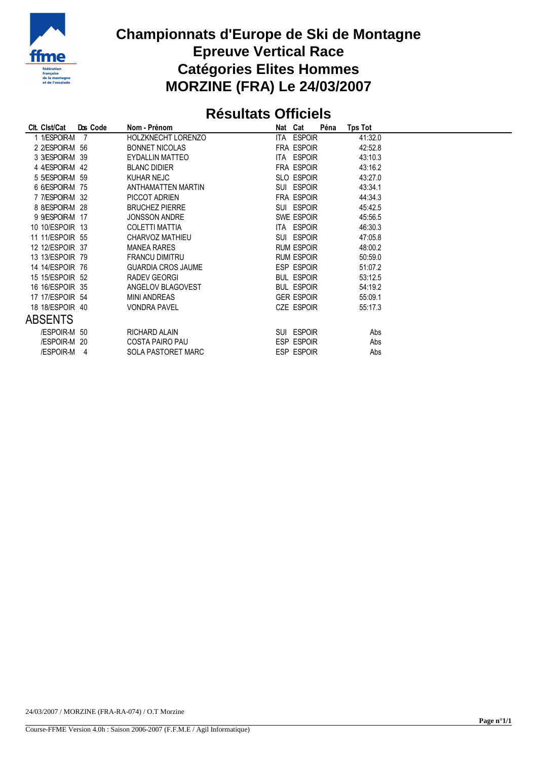# Championnats d'Europe de Ski de Montagne
# Epreuve Vertical Race
# Catégories Elites Hommes
# MORZINE (FRA) Le 24/03/2007

## Résultats Officiels

| Clt. | Clst/Cat | Dos | Code | Nom - Prénom | Nat | Cat | Péna | Tps Tot |
|---|---|---|---|---|---|---|---|---|
| 1 | 1/ESPOIR-M | 7 | | HOLZKNECHT LORENZO | ITA | ESPOIR | | 41:32.0 |
| 2 | 2/ESPOIR-M | 56 | | BONNET NICOLAS | FRA | ESPOIR | | 42:52.8 |
| 3 | 3/ESPOIR-M | 39 | | EYDALLIN MATTEO | ITA | ESPOIR | | 43:10.3 |
| 4 | 4/ESPOIR-M | 42 | | BLANC DIDIER | FRA | ESPOIR | | 43:16.2 |
| 5 | 5/ESPOIR-M | 59 | | KUHAR NEJC | SLO | ESPOIR | | 43:27.0 |
| 6 | 6/ESPOIR-M | 75 | | ANTHAMATTEN MARTIN | SUI | ESPOIR | | 43:34.1 |
| 7 | 7/ESPOIR-M | 32 | | PICCOT ADRIEN | FRA | ESPOIR | | 44:34.3 |
| 8 | 8/ESPOIR-M | 28 | | BRUCHEZ PIERRE | SUI | ESPOIR | | 45:42.5 |
| 9 | 9/ESPOIR-M | 17 | | JONSSON ANDRE | SWE | ESPOIR | | 45:56.5 |
| 10 | 10/ESPOIR | 13 | | COLETTI MATTIA | ITA | ESPOIR | | 46:30.3 |
| 11 | 11/ESPOIR | 55 | | CHARVOZ MATHIEU | SUI | ESPOIR | | 47:05.8 |
| 12 | 12/ESPOIR | 37 | | MANEA RARES | RUM | ESPOIR | | 48:00.2 |
| 13 | 13/ESPOIR | 79 | | FRANCU DIMITRU | RUM | ESPOIR | | 50:59.0 |
| 14 | 14/ESPOIR | 76 | | GUARDIA CROS JAUME | ESP | ESPOIR | | 51:07.2 |
| 15 | 15/ESPOIR | 52 | | RADEV GEORGI | BUL | ESPOIR | | 53:12.5 |
| 16 | 16/ESPOIR | 35 | | ANGELOV BLAGOVEST | BUL | ESPOIR | | 54:19.2 |
| 17 | 17/ESPOIR | 54 | | MINI ANDREAS | GER | ESPOIR | | 55:09.1 |
| 18 | 18/ESPOIR | 40 | | VONDRA PAVEL | CZE | ESPOIR | | 55:17.3 |

## ABSENTS

| Clt. | Clst/Cat | Dos | Code | Nom - Prénom | Nat | Cat | Péna | Tps Tot |
|---|---|---|---|---|---|---|---|---|
| | /ESPOIR-M | 50 | | RICHARD ALAIN | SUI | ESPOIR | | Abs |
| | /ESPOIR-M | 20 | | COSTA PAIRO PAU | ESP | ESPOIR | | Abs |
| | /ESPOIR-M | 4 | | SOLA PASTORET MARC | ESP | ESPOIR | | Abs |

24/03/2007 / MORZINE (FRA-RA-074) / O.T Morzine

Course-FFME Version 4.0h : Saison 2006-2007 (F.F.M.E / Agil Informatique)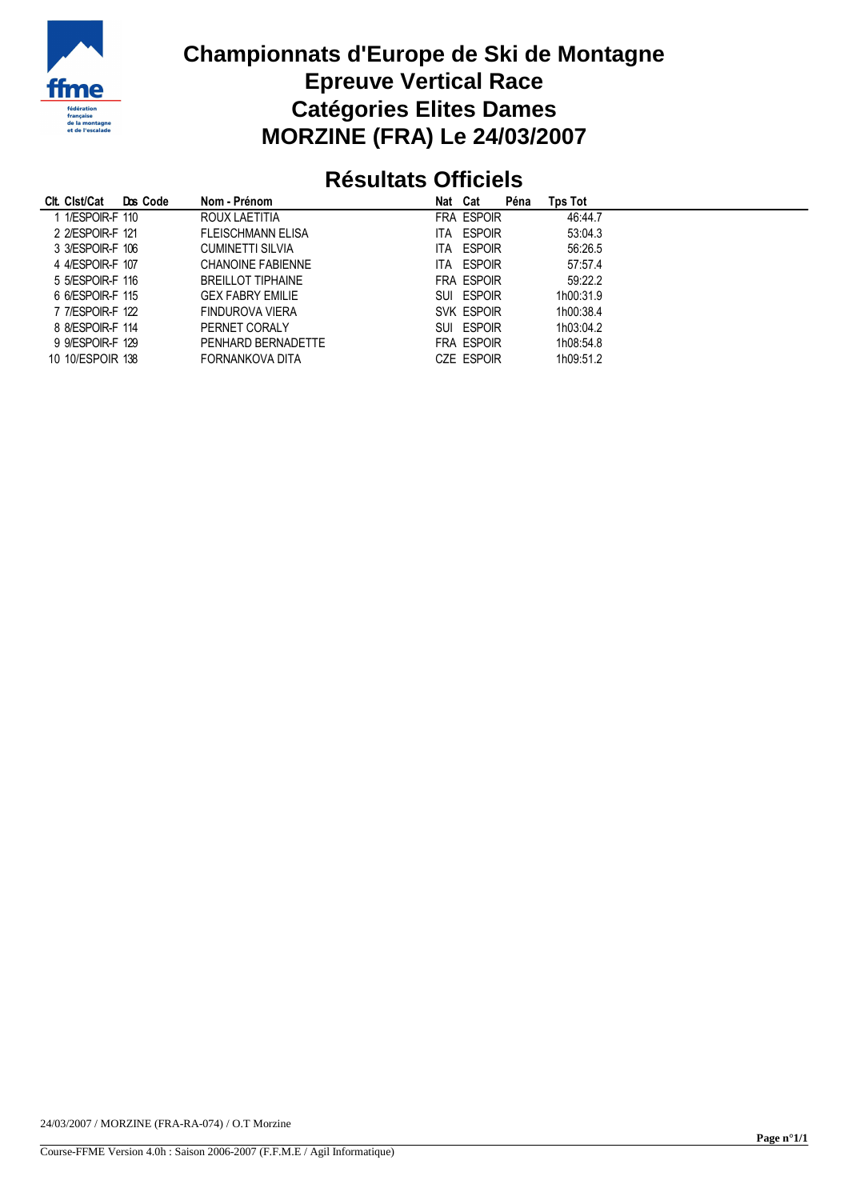# Championnats d'Europe de Ski de Montagne
# Epreuve Vertical Race
# Catégories Elites Dames
# MORZINE (FRA) Le 24/03/2007

## Résultats Officiels

| Clt. | Clst/Cat | Dos | Code | Nom - Prénom | Nat | Cat | Péna | Tps Tot |
|---|---|---|---|---|---|---|---|---|
| 1 | 1/ESPOIR-F | 110 | | ROUX LAETITIA | FRA | ESPOIR | | 46:44.7 |
| 2 | 2/ESPOIR-F | 121 | | FLEISCHMANN ELISA | ITA | ESPOIR | | 53:04.3 |
| 3 | 3/ESPOIR-F | 106 | | CUMINETTI SILVIA | ITA | ESPOIR | | 56:26.5 |
| 4 | 4/ESPOIR-F | 107 | | CHANOINE FABIENNE | ITA | ESPOIR | | 57:57.4 |
| 5 | 5/ESPOIR-F | 116 | | BREILLOT TIPHAINE | FRA | ESPOIR | | 59:22.2 |
| 6 | 6/ESPOIR-F | 115 | | GEX FABRY EMILIE | SUI | ESPOIR | | 1h00:31.9 |
| 7 | 7/ESPOIR-F | 122 | | FINDUROVA VIERA | SVK | ESPOIR | | 1h00:38.4 |
| 8 | 8/ESPOIR-F | 114 | | PERNET CORALY | SUI | ESPOIR | | 1h03:04.2 |
| 9 | 9/ESPOIR-F | 129 | | PENHARD BERNADETTE | FRA | ESPOIR | | 1h08:54.8 |
| 10 | 10/ESPOIR | 138 | | FORNANKOVA DITA | CZE | ESPOIR | | 1h09:51.2 |

24/03/2007 / MORZINE (FRA-RA-074) / O.T Morzine

Course-FFME Version 4.0h : Saison 2006-2007 (F.F.M.E / Agil Informatique)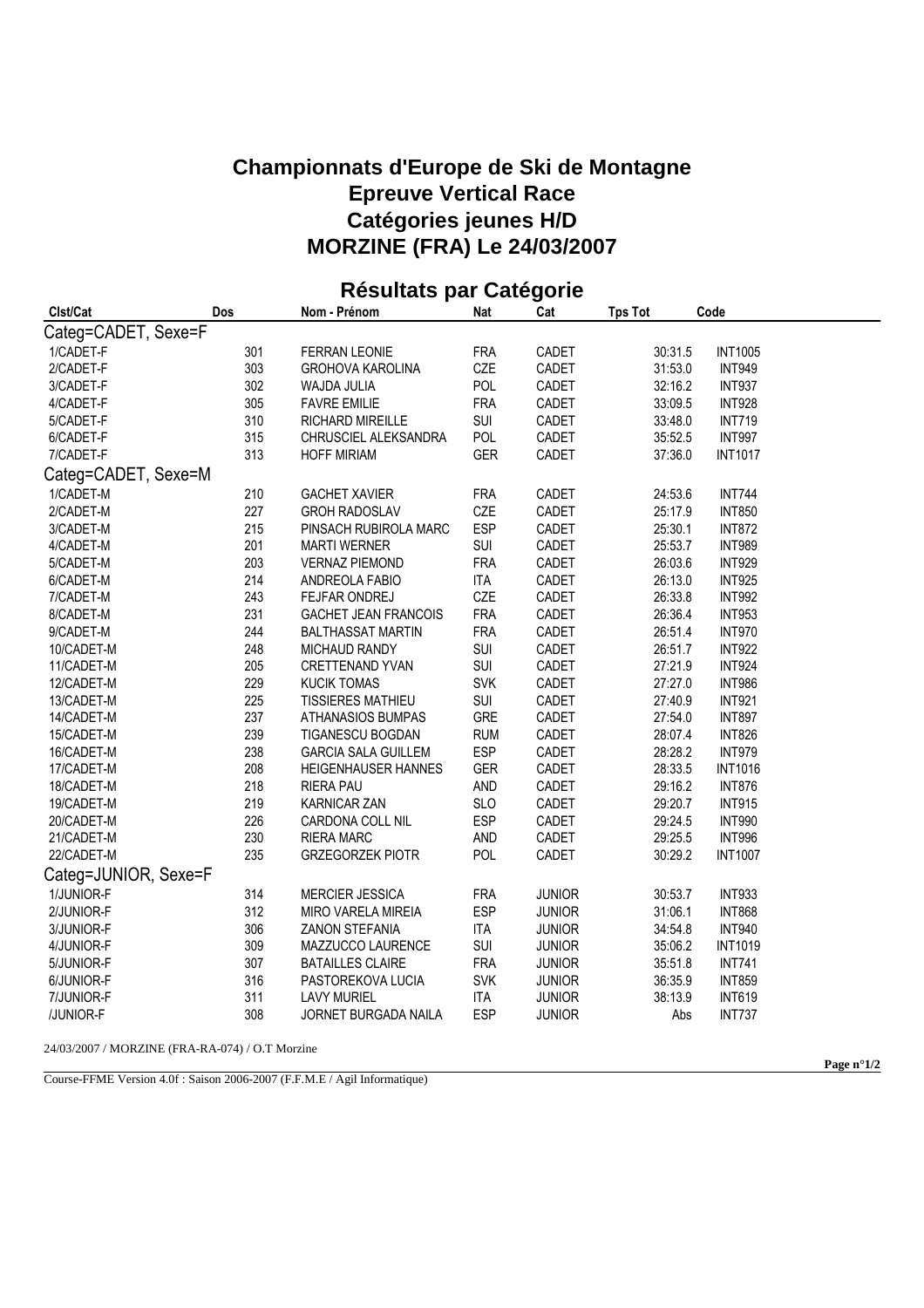# Championnats d'Europe de Ski de Montagne
# Epreuve Vertical Race
# Catégories jeunes H/D
# MORZINE (FRA) Le 24/03/2007

## Résultats par Catégorie

| Clst/Cat | Dos | Nom - Prénom | Nat | Cat | Tps Tot | Code |
|---|---|---|---|---|---|---|
| **Categ=CADET, Sexe=F** | | | | | | |
| 1/CADET-F | 301 | FERRAN LEONIE | FRA | CADET | 30:31.5 | INT1005 |
| 2/CADET-F | 303 | GROHOVA KAROLINA | CZE | CADET | 31:53.0 | INT949 |
| 3/CADET-F | 302 | WAJDA JULIA | POL | CADET | 32:16.2 | INT937 |
| 4/CADET-F | 305 | FAVRE EMILIE | FRA | CADET | 33:09.5 | INT928 |
| 5/CADET-F | 310 | RICHARD MIREILLE | SUI | CADET | 33:48.0 | INT719 |
| 6/CADET-F | 315 | CHRUSCIEL ALEKSANDRA | POL | CADET | 35:52.5 | INT997 |
| 7/CADET-F | 313 | HOFF MIRIAM | GER | CADET | 37:36.0 | INT1017 |
| **Categ=CADET, Sexe=M** | | | | | | |
| 1/CADET-M | 210 | GACHET XAVIER | FRA | CADET | 24:53.6 | INT744 |
| 2/CADET-M | 227 | GROH RADOSLAV | CZE | CADET | 25:17.9 | INT850 |
| 3/CADET-M | 215 | PINSACH RUBIROLA MARC | ESP | CADET | 25:30.1 | INT872 |
| 4/CADET-M | 201 | MARTI WERNER | SUI | CADET | 25:53.7 | INT989 |
| 5/CADET-M | 203 | VERNAZ PIEMOND | FRA | CADET | 26:03.6 | INT929 |
| 6/CADET-M | 214 | ANDREOLA FABIO | ITA | CADET | 26:13.0 | INT925 |
| 7/CADET-M | 243 | FEJFAR ONDREJ | CZE | CADET | 26:33.8 | INT992 |
| 8/CADET-M | 231 | GACHET JEAN FRANCOIS | FRA | CADET | 26:36.4 | INT953 |
| 9/CADET-M | 244 | BALTHASSAT MARTIN | FRA | CADET | 26:51.4 | INT970 |
| 10/CADET-M | 248 | MICHAUD RANDY | SUI | CADET | 26:51.7 | INT922 |
| 11/CADET-M | 205 | CRETTENAND YVAN | SUI | CADET | 27:21.9 | INT924 |
| 12/CADET-M | 229 | KUCIK TOMAS | SVK | CADET | 27:27.0 | INT986 |
| 13/CADET-M | 225 | TISSIERES MATHIEU | SUI | CADET | 27:40.9 | INT921 |
| 14/CADET-M | 237 | ATHANASIOS BUMPAS | GRE | CADET | 27:54.0 | INT897 |
| 15/CADET-M | 239 | TIGANESCU BOGDAN | RUM | CADET | 28:07.4 | INT826 |
| 16/CADET-M | 238 | GARCIA SALA GUILLEM | ESP | CADET | 28:28.2 | INT979 |
| 17/CADET-M | 208 | HEIGENHAUSER HANNES | GER | CADET | 28:33.5 | INT1016 |
| 18/CADET-M | 218 | RIERA PAU | AND | CADET | 29:16.2 | INT876 |
| 19/CADET-M | 219 | KARNICAR ZAN | SLO | CADET | 29:20.7 | INT915 |
| 20/CADET-M | 226 | CARDONA COLL NIL | ESP | CADET | 29:24.5 | INT990 |
| 21/CADET-M | 230 | RIERA MARC | AND | CADET | 29:25.5 | INT996 |
| 22/CADET-M | 235 | GRZEGORZEK PIOTR | POL | CADET | 30:29.2 | INT1007 |
| **Categ=JUNIOR, Sexe=F** | | | | | | |
| 1/JUNIOR-F | 314 | MERCIER JESSICA | FRA | JUNIOR | 30:53.7 | INT933 |
| 2/JUNIOR-F | 312 | MIRO VARELA MIREIA | ESP | JUNIOR | 31:06.1 | INT868 |
| 3/JUNIOR-F | 306 | ZANON STEFANIA | ITA | JUNIOR | 34:54.8 | INT940 |
| 4/JUNIOR-F | 309 | MAZZUCCO LAURENCE | SUI | JUNIOR | 35:06.2 | INT1019 |
| 5/JUNIOR-F | 307 | BATAILLES CLAIRE | FRA | JUNIOR | 35:51.8 | INT741 |
| 6/JUNIOR-F | 316 | PASTOREKOVA LUCIA | SVK | JUNIOR | 36:35.9 | INT859 |
| 7/JUNIOR-F | 311 | LAVY MURIEL | ITA | JUNIOR | 38:13.9 | INT619 |
| /JUNIOR-F | 308 | JORNET BURGADA NAILA | ESP | JUNIOR | Abs | INT737 |

24/03/2007 / MORZINE (FRA-RA-074) / O.T Morzine

Course-FFME Version 4.0f : Saison 2006-2007 (F.F.M.E / Agil Informatique)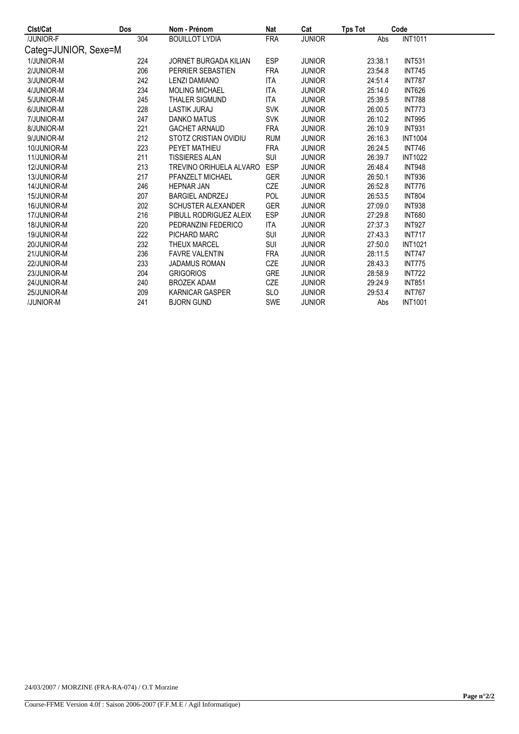| Clst/Cat | Dos | Nom - Prénom | Nat | Cat | Tps Tot | Code |
|---|---|---|---|---|---|---|
| /JUNIOR-F | 304 | BOUILLOT LYDIA | FRA | JUNIOR | Abs | INT1011 |
| Categ=JUNIOR, Sexe=M | | | | | | |
| 1/JUNIOR-M | 224 | JORNET BURGADA KILIAN | ESP | JUNIOR | 23:38.1 | INT531 |
| 2/JUNIOR-M | 206 | PERRIER SEBASTIEN | FRA | JUNIOR | 23:54.8 | INT745 |
| 3/JUNIOR-M | 242 | LENZI DAMIANO | ITA | JUNIOR | 24:51.4 | INT787 |
| 4/JUNIOR-M | 234 | MOLING MICHAEL | ITA | JUNIOR | 25:14.0 | INT626 |
| 5/JUNIOR-M | 245 | THALER SIGMUND | ITA | JUNIOR | 25:39.5 | INT788 |
| 6/JUNIOR-M | 228 | LASTIK JURAJ | SVK | JUNIOR | 26:00.5 | INT773 |
| 7/JUNIOR-M | 247 | DANKO MATUS | SVK | JUNIOR | 26:10.2 | INT995 |
| 8/JUNIOR-M | 221 | GACHET ARNAUD | FRA | JUNIOR | 26:10.9 | INT931 |
| 9/JUNIOR-M | 212 | STOTZ CRISTIAN OVIDIU | RUM | JUNIOR | 26:16.3 | INT1004 |
| 10/JUNIOR-M | 223 | PEYET MATHIEU | FRA | JUNIOR | 26:24.5 | INT746 |
| 11/JUNIOR-M | 211 | TISSIERES ALAN | SUI | JUNIOR | 26:39.7 | INT1022 |
| 12/JUNIOR-M | 213 | TREVINO ORIHUELA ALVARO | ESP | JUNIOR | 26:48.4 | INT948 |
| 13/JUNIOR-M | 217 | PFANZELT MICHAEL | GER | JUNIOR | 26:50.1 | INT936 |
| 14/JUNIOR-M | 246 | HEPNAR JAN | CZE | JUNIOR | 26:52.8 | INT776 |
| 15/JUNIOR-M | 207 | BARGIEL ANDRZEJ | POL | JUNIOR | 26:53.5 | INT804 |
| 16/JUNIOR-M | 202 | SCHUSTER ALEXANDER | GER | JUNIOR | 27:09.0 | INT938 |
| 17/JUNIOR-M | 216 | PIBULL RODRIGUEZ ALEIX | ESP | JUNIOR | 27:29.8 | INT680 |
| 18/JUNIOR-M | 220 | PEDRANZINI FEDERICO | ITA | JUNIOR | 27:37.3 | INT927 |
| 19/JUNIOR-M | 222 | PICHARD MARC | SUI | JUNIOR | 27:43.3 | INT717 |
| 20/JUNIOR-M | 232 | THEUX MARCEL | SUI | JUNIOR | 27:50.0 | INT1021 |
| 21/JUNIOR-M | 236 | FAVRE VALENTIN | FRA | JUNIOR | 28:11.5 | INT747 |
| 22/JUNIOR-M | 233 | JADAMUS ROMAN | CZE | JUNIOR | 28:43.3 | INT775 |
| 23/JUNIOR-M | 204 | GRIGORIOS | GRE | JUNIOR | 28:58.9 | INT722 |
| 24/JUNIOR-M | 240 | BROZEK ADAM | CZE | JUNIOR | 29:24.9 | INT851 |
| 25/JUNIOR-M | 209 | KARNICAR GASPER | SLO | JUNIOR | 29:53.4 | INT767 |
| /JUNIOR-M | 241 | BJORN GUND | SWE | JUNIOR | Abs | INT1001 |

24/03/2007 / MORZINE (FRA-RA-074) / O.T Morzine

Course-FFME Version 4.0f : Saison 2006-2007 (F.F.M.E / Agil Informatique)